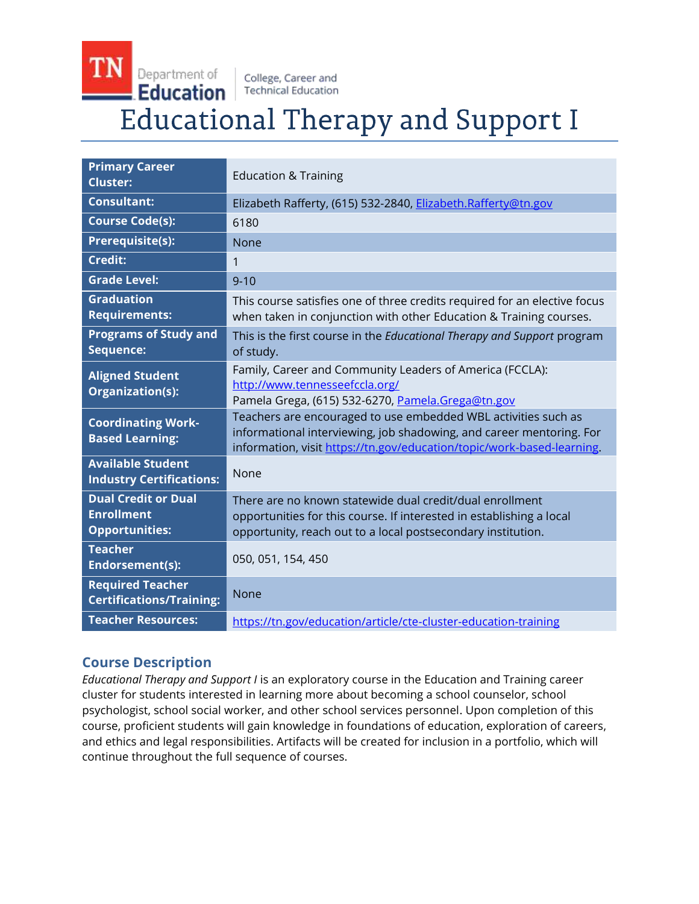# Educational Therapy and Support I

| | |
|---|---|
| **Primary Career Cluster:** | Education & Training |
| **Consultant:** | Elizabeth Rafferty, (615) 532-2840, Elizabeth.Rafferty@tn.gov |
| **Course Code(s):** | 6180 |
| **Prerequisite(s):** | None |
| **Credit:** | 1 |
| **Grade Level:** | 9-10 |
| **Graduation Requirements:** | This course satisfies one of three credits required for an elective focus when taken in conjunction with other Education & Training courses. |
| **Programs of Study and Sequence:** | This is the first course in the *Educational Therapy and Support* program of study. |
| **Aligned Student Organization(s):** | Family, Career and Community Leaders of America (FCCLA): http://www.tennesseefccla.org/ Pamela Grega, (615) 532-6270, Pamela.Grega@tn.gov |
| **Coordinating Work-Based Learning:** | Teachers are encouraged to use embedded WBL activities such as informational interviewing, job shadowing, and career mentoring. For information, visit https://tn.gov/education/topic/work-based-learning. |
| **Available Student Industry Certifications:** | None |
| **Dual Credit or Dual Enrollment Opportunities:** | There are no known statewide dual credit/dual enrollment opportunities for this course. If interested in establishing a local opportunity, reach out to a local postsecondary institution. |
| **Teacher Endorsement(s):** | 050, 051, 154, 450 |
| **Required Teacher Certifications/Training:** | None |
| **Teacher Resources:** | https://tn.gov/education/article/cte-cluster-education-training |

## Course Description

*Educational Therapy and Support I* is an exploratory course in the Education and Training career cluster for students interested in learning more about becoming a school counselor, school psychologist, school social worker, and other school services personnel. Upon completion of this course, proficient students will gain knowledge in foundations of education, exploration of careers, and ethics and legal responsibilities. Artifacts will be created for inclusion in a portfolio, which will continue throughout the full sequence of courses.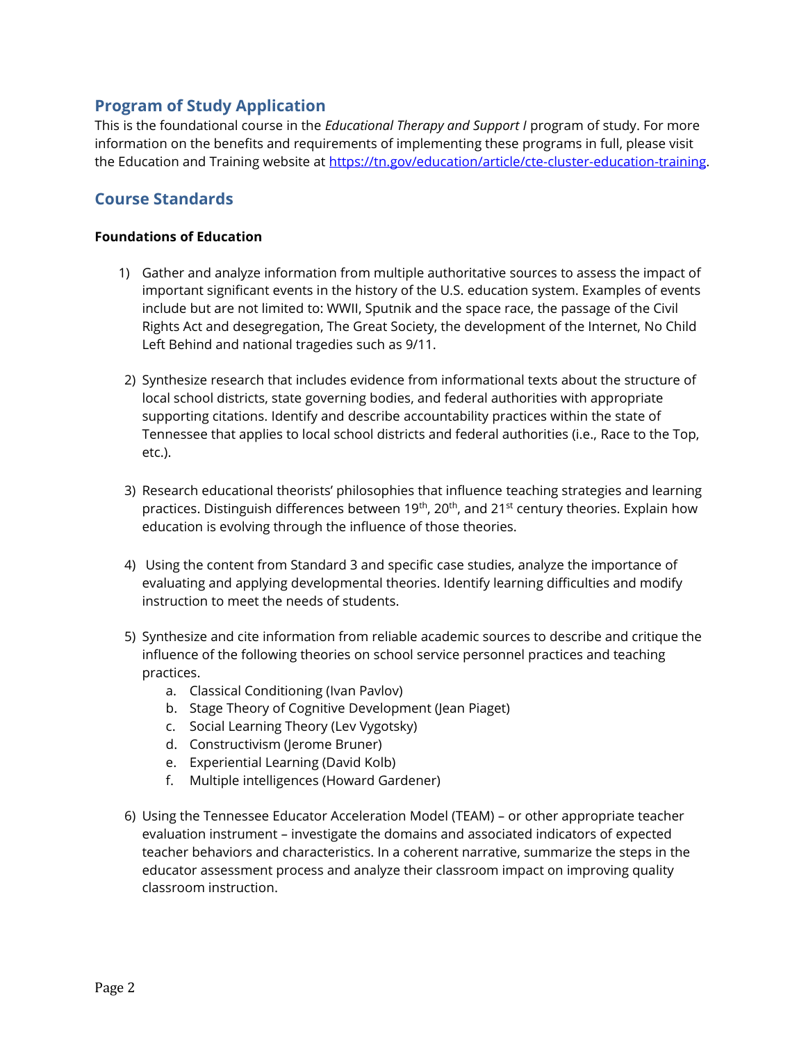## Program of Study Application

This is the foundational course in the *Educational Therapy and Support I* program of study. For more information on the benefits and requirements of implementing these programs in full, please visit the Education and Training website at [https://tn.gov/education/article/cte-cluster-education-training](https://tn.gov/education/article/cte-cluster-education-training).

## Course Standards

**Foundations of Education**

1) Gather and analyze information from multiple authoritative sources to assess the impact of important significant events in the history of the U.S. education system. Examples of events include but are not limited to: WWII, Sputnik and the space race, the passage of the Civil Rights Act and desegregation, The Great Society, the development of the Internet, No Child Left Behind and national tragedies such as 9/11.

2) Synthesize research that includes evidence from informational texts about the structure of local school districts, state governing bodies, and federal authorities with appropriate supporting citations. Identify and describe accountability practices within the state of Tennessee that applies to local school districts and federal authorities (i.e., Race to the Top, etc.).

3) Research educational theorists' philosophies that influence teaching strategies and learning practices. Distinguish differences between 19th, 20th, and 21st century theories. Explain how education is evolving through the influence of those theories.

4) Using the content from Standard 3 and specific case studies, analyze the importance of evaluating and applying developmental theories. Identify learning difficulties and modify instruction to meet the needs of students.

5) Synthesize and cite information from reliable academic sources to describe and critique the influence of the following theories on school service personnel practices and teaching practices.
    a. Classical Conditioning (Ivan Pavlov)
    b. Stage Theory of Cognitive Development (Jean Piaget)
    c. Social Learning Theory (Lev Vygotsky)
    d. Constructivism (Jerome Bruner)
    e. Experiential Learning (David Kolb)
    f. Multiple intelligences (Howard Gardener)

6) Using the Tennessee Educator Acceleration Model (TEAM) – or other appropriate teacher evaluation instrument – investigate the domains and associated indicators of expected teacher behaviors and characteristics. In a coherent narrative, summarize the steps in the educator assessment process and analyze their classroom impact on improving quality classroom instruction.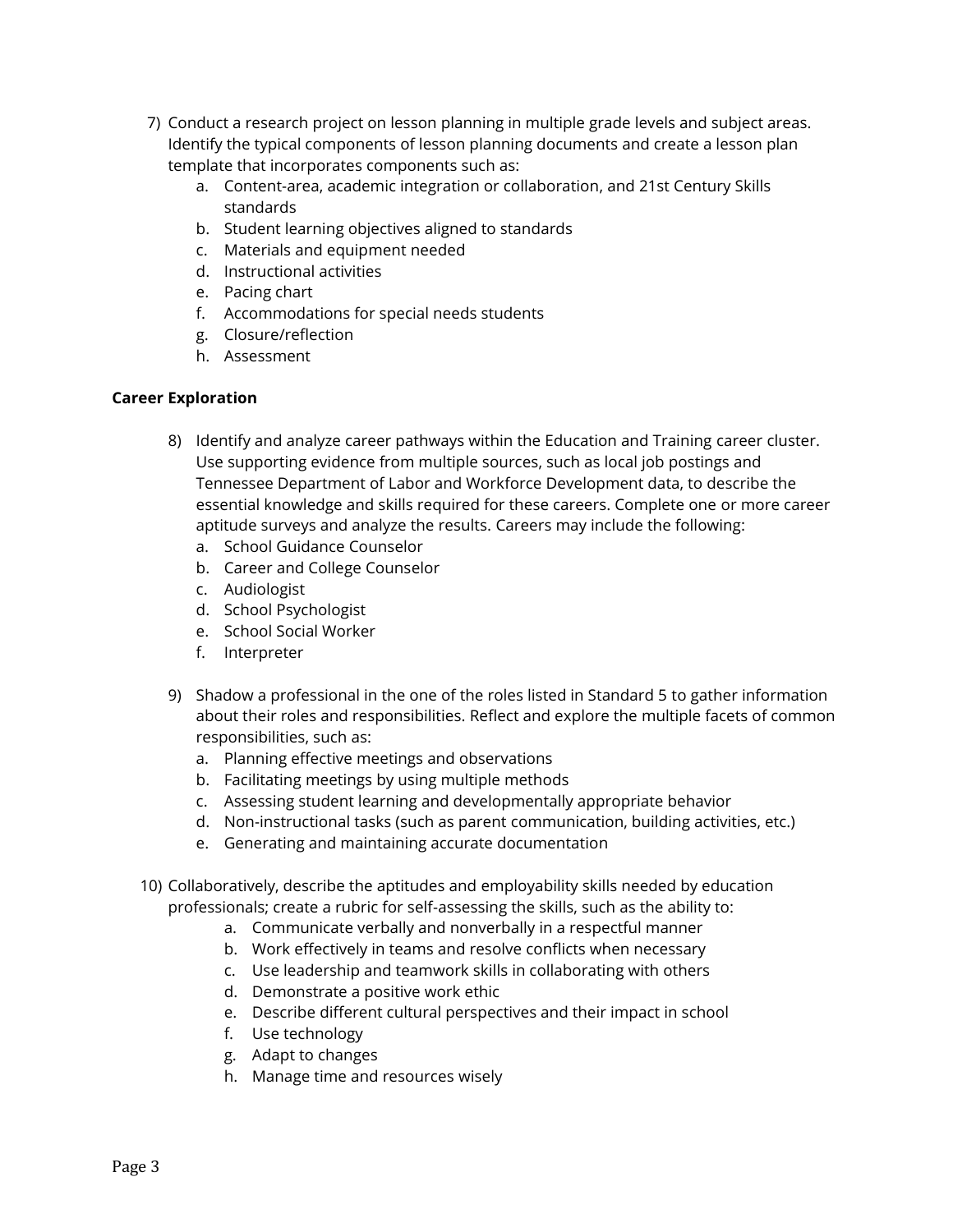7) Conduct a research project on lesson planning in multiple grade levels and subject areas. Identify the typical components of lesson planning documents and create a lesson plan template that incorporates components such as:
    a. Content-area, academic integration or collaboration, and 21st Century Skills standards
    b. Student learning objectives aligned to standards
    c. Materials and equipment needed
    d. Instructional activities
    e. Pacing chart
    f. Accommodations for special needs students
    g. Closure/reflection
    h. Assessment

**Career Exploration**

8) Identify and analyze career pathways within the Education and Training career cluster. Use supporting evidence from multiple sources, such as local job postings and Tennessee Department of Labor and Workforce Development data, to describe the essential knowledge and skills required for these careers. Complete one or more career aptitude surveys and analyze the results. Careers may include the following:
    a. School Guidance Counselor
    b. Career and College Counselor
    c. Audiologist
    d. School Psychologist
    e. School Social Worker
    f. Interpreter

9) Shadow a professional in the one of the roles listed in Standard 5 to gather information about their roles and responsibilities. Reflect and explore the multiple facets of common responsibilities, such as:
    a. Planning effective meetings and observations
    b. Facilitating meetings by using multiple methods
    c. Assessing student learning and developmentally appropriate behavior
    d. Non-instructional tasks (such as parent communication, building activities, etc.)
    e. Generating and maintaining accurate documentation

10) Collaboratively, describe the aptitudes and employability skills needed by education professionals; create a rubric for self-assessing the skills, such as the ability to:
    a. Communicate verbally and nonverbally in a respectful manner
    b. Work effectively in teams and resolve conflicts when necessary
    c. Use leadership and teamwork skills in collaborating with others
    d. Demonstrate a positive work ethic
    e. Describe different cultural perspectives and their impact in school
    f. Use technology
    g. Adapt to changes
    h. Manage time and resources wisely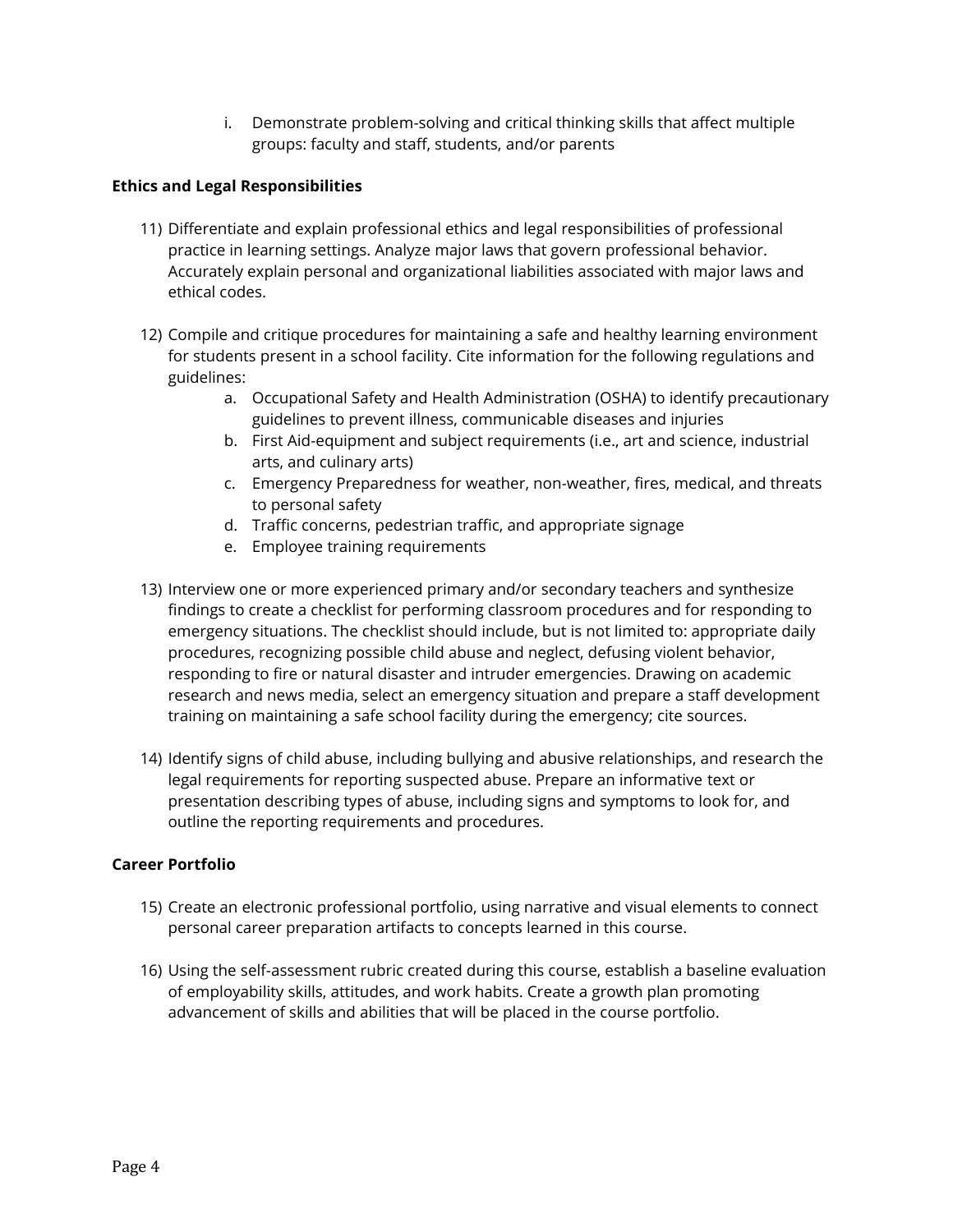i. Demonstrate problem-solving and critical thinking skills that affect multiple groups: faculty and staff, students, and/or parents

**Ethics and Legal Responsibilities**

11) Differentiate and explain professional ethics and legal responsibilities of professional practice in learning settings. Analyze major laws that govern professional behavior. Accurately explain personal and organizational liabilities associated with major laws and ethical codes.

12) Compile and critique procedures for maintaining a safe and healthy learning environment for students present in a school facility. Cite information for the following regulations and guidelines:
    a. Occupational Safety and Health Administration (OSHA) to identify precautionary guidelines to prevent illness, communicable diseases and injuries
    b. First Aid-equipment and subject requirements (i.e., art and science, industrial arts, and culinary arts)
    c. Emergency Preparedness for weather, non-weather, fires, medical, and threats to personal safety
    d. Traffic concerns, pedestrian traffic, and appropriate signage
    e. Employee training requirements

13) Interview one or more experienced primary and/or secondary teachers and synthesize findings to create a checklist for performing classroom procedures and for responding to emergency situations. The checklist should include, but is not limited to: appropriate daily procedures, recognizing possible child abuse and neglect, defusing violent behavior, responding to fire or natural disaster and intruder emergencies. Drawing on academic research and news media, select an emergency situation and prepare a staff development training on maintaining a safe school facility during the emergency; cite sources.

14) Identify signs of child abuse, including bullying and abusive relationships, and research the legal requirements for reporting suspected abuse. Prepare an informative text or presentation describing types of abuse, including signs and symptoms to look for, and outline the reporting requirements and procedures.

**Career Portfolio**

15) Create an electronic professional portfolio, using narrative and visual elements to connect personal career preparation artifacts to concepts learned in this course.

16) Using the self-assessment rubric created during this course, establish a baseline evaluation of employability skills, attitudes, and work habits. Create a growth plan promoting advancement of skills and abilities that will be placed in the course portfolio.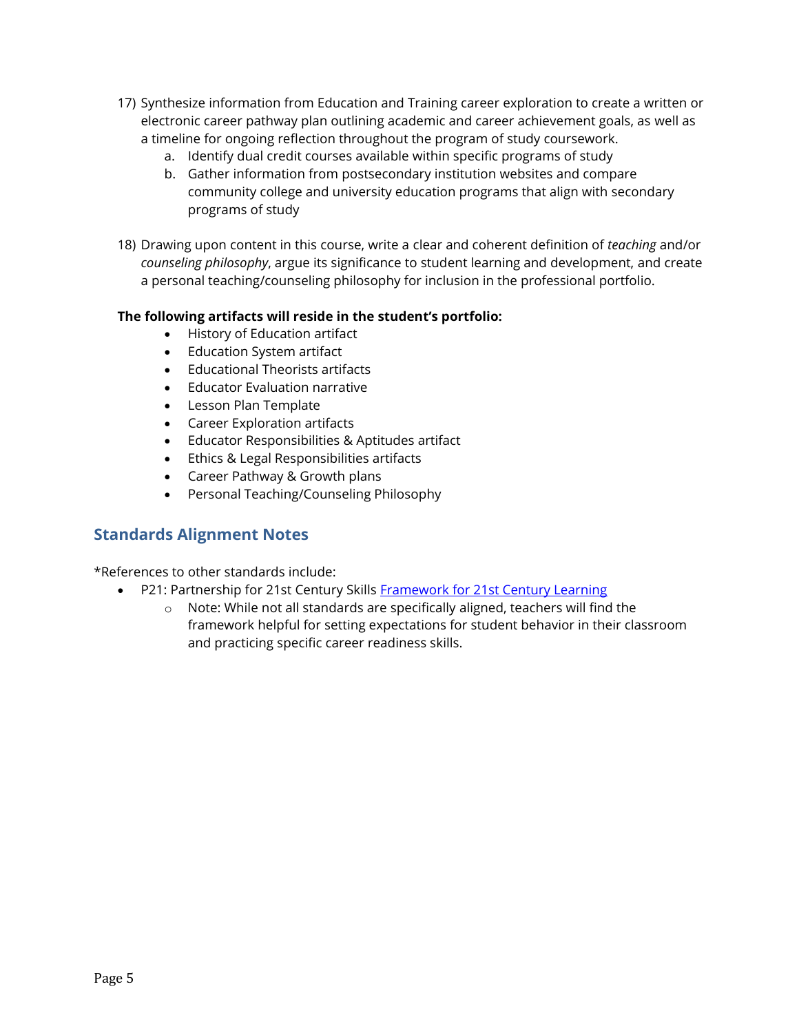17) Synthesize information from Education and Training career exploration to create a written or electronic career pathway plan outlining academic and career achievement goals, as well as a timeline for ongoing reflection throughout the program of study coursework.
    a. Identify dual credit courses available within specific programs of study
    b. Gather information from postsecondary institution websites and compare community college and university education programs that align with secondary programs of study

18) Drawing upon content in this course, write a clear and coherent definition of *teaching* and/or *counseling philosophy*, argue its significance to student learning and development, and create a personal teaching/counseling philosophy for inclusion in the professional portfolio.

**The following artifacts will reside in the student's portfolio:**

- History of Education artifact
- Education System artifact
- Educational Theorists artifacts
- Educator Evaluation narrative
- Lesson Plan Template
- Career Exploration artifacts
- Educator Responsibilities & Aptitudes artifact
- Ethics & Legal Responsibilities artifacts
- Career Pathway & Growth plans
- Personal Teaching/Counseling Philosophy

## Standards Alignment Notes

*References to other standards include:

- P21: Partnership for 21st Century Skills [Framework for 21st Century Learning]
    - Note: While not all standards are specifically aligned, teachers will find the framework helpful for setting expectations for student behavior in their classroom and practicing specific career readiness skills.